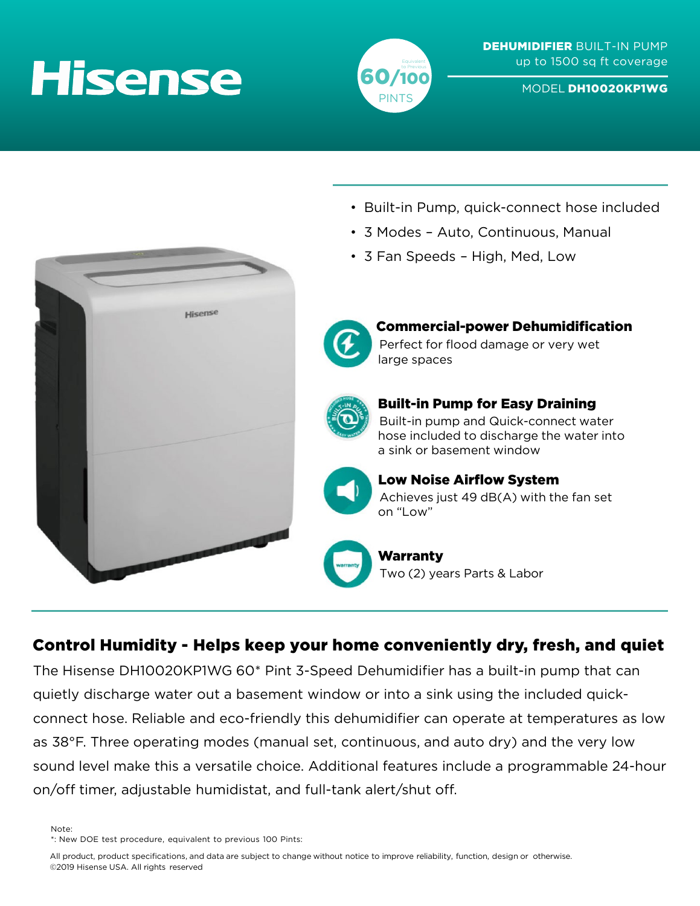# Hisense

Equivalent to Previous **60/100** PINTS

**DEHUMIDIFIER** BUILT-IN PUMP
up to 1500 sq ft coverage

MODEL **DH10020KP1WG**

- Built-in Pump, quick-connect hose included
- 3 Modes – Auto, Continuous, Manual
- 3 Fan Speeds – High, Med, Low

### Commercial-power Dehumidification

Perfect for flood damage or very wet large spaces

### Built-in Pump for Easy Draining

Built-in pump and Quick-connect water hose included to discharge the water into a sink or basement window

### Low Noise Airflow System

Achieves just 49 dB(A) with the fan set on "Low"

### Warranty

Two (2) years Parts & Labor

## Control Humidity - Helps keep your home conveniently dry, fresh, and quiet

The Hisense DH10020KP1WG 60* Pint 3-Speed Dehumidifier has a built-in pump that can quietly discharge water out a basement window or into a sink using the included quick-connect hose. Reliable and eco-friendly this dehumidifier can operate at temperatures as low as 38°F. Three operating modes (manual set, continuous, and auto dry) and the very low sound level make this a versatile choice. Additional features include a programmable 24-hour on/off timer, adjustable humidistat, and full-tank alert/shut off.

Note:
*: New DOE test procedure, equivalent to previous 100 Pints:

All product, product specifications, and data are subject to change without notice to improve reliability, function, design or otherwise.
©2019 Hisense USA. All rights reserved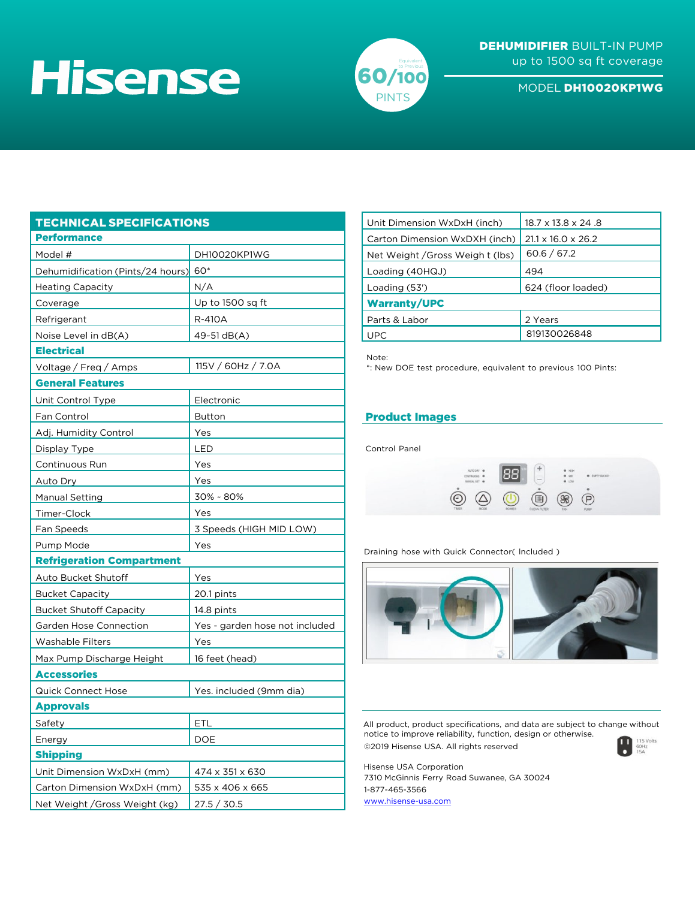# Hisense

60/100 PINTS

**DEHUMIDIFIER** BUILT-IN PUMP
up to 1500 sq ft coverage

MODEL **DH10020KP1WG**

## TECHNICAL SPECIFICATIONS

| | |
|---|---|
| **Performance** | |
| Model # | DH10020KP1WG |
| Dehumidification (Pints/24 hours) | 60* |
| Heating Capacity | N/A |
| Coverage | Up to 1500 sq ft |
| Refrigerant | R-410A |
| Noise Level in dB(A) | 49-51 dB(A) |
| **Electrical** | |
| Voltage / Freq / Amps | 115V / 60Hz / 7.0A |
| **General Features** | |
| Unit Control Type | Electronic |
| Fan Control | Button |
| Adj. Humidity Control | Yes |
| Display Type | LED |
| Continuous Run | Yes |
| Auto Dry | Yes |
| Manual Setting | 30% - 80% |
| Timer-Clock | Yes |
| Fan Speeds | 3 Speeds (HIGH MID LOW) |
| Pump Mode | Yes |
| **Refrigeration Compartment** | |
| Auto Bucket Shutoff | Yes |
| Bucket Capacity | 20.1 pints |
| Bucket Shutoff Capacity | 14.8 pints |
| Garden Hose Connection | Yes - garden hose not included |
| Washable Filters | Yes |
| Max Pump Discharge Height | 16 feet (head) |
| **Accessories** | |
| Quick Connect Hose | Yes. included (9mm dia) |
| **Approvals** | |
| Safety | ETL |
| Energy | DOE |
| **Shipping** | |
| Unit Dimension WxDxH (mm) | 474 x 351 x 630 |
| Carton Dimension WxDxH (mm) | 535 x 406 x 665 |
| Net Weight /Gross Weight (kg) | 27.5 / 30.5 |
| Unit Dimension WxDxH (inch) | 18.7 x 13.8 x 24 .8 |
| Carton Dimension WxDxH (inch) | 21.1 x 16.0 x 26.2 |
| Net Weight /Gross Weigh t (lbs) | 60.6 / 67.2 |
| Loading (40HQJ) | 494 |
| Loading (53') | 624 (floor loaded) |
| **Warranty/UPC** | |
| Parts & Labor | 2 Years |
| UPC | 819130026848 |

Note:
*: New DOE test procedure, equivalent to previous 100 Pints:

## Product Images

Control Panel

Draining hose with Quick Connector( Included )

All product, product specifications, and data are subject to change without notice to improve reliability, function, design or otherwise.
©2019 Hisense USA. All rights reserved

115 Volts
60Hz
15A

Hisense USA Corporation
7310 McGinnis Ferry Road Suwanee, GA 30024
1-877-465-3566
www.hisense-usa.com